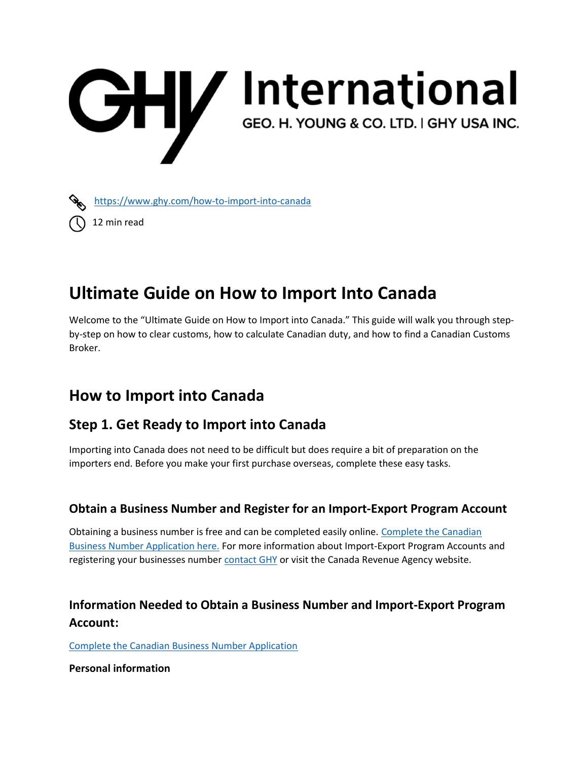GHY International

GEO. H. YOUNG & CO. LTD. | GHY USA INC.

[https://www.ghy.com/how-to-import-into-canada](https://www.ghy.com/how-to-import-into-canada)

12 min read

# Ultimate Guide on How to Import Into Canada

Welcome to the "Ultimate Guide on How to Import into Canada." This guide will walk you through step-by-step on how to clear customs, how to calculate Canadian duty, and how to find a Canadian Customs Broker.

## How to Import into Canada

### Step 1. Get Ready to Import into Canada

Importing into Canada does not need to be difficult but does require a bit of preparation on the importers end. Before you make your first purchase overseas, complete these easy tasks.

#### Obtain a Business Number and Register for an Import-Export Program Account

Obtaining a business number is free and can be completed easily online. Complete the Canadian Business Number Application here. For more information about Import-Export Program Accounts and registering your businesses number contact GHY or visit the Canada Revenue Agency website.

#### Information Needed to Obtain a Business Number and Import-Export Program Account:

Complete the Canadian Business Number Application

**Personal information**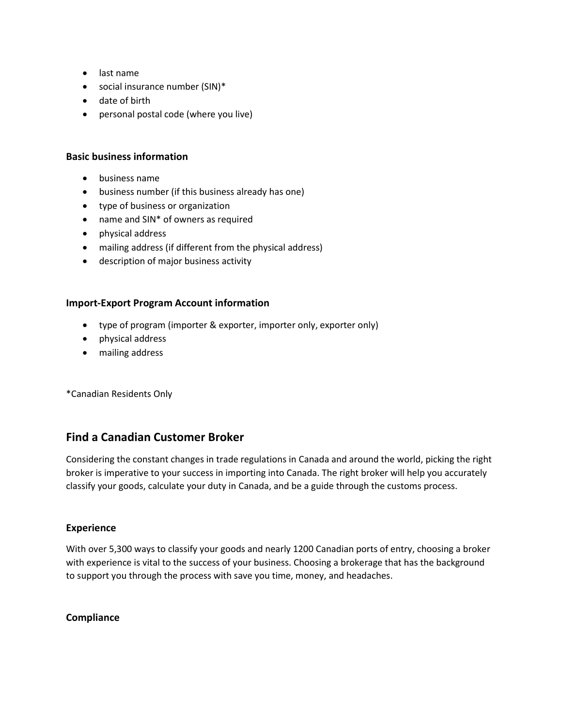- last name
- social insurance number (SIN)*
- date of birth
- personal postal code (where you live)

**Basic business information**

- business name
- business number (if this business already has one)
- type of business or organization
- name and SIN* of owners as required
- physical address
- mailing address (if different from the physical address)
- description of major business activity

**Import-Export Program Account information**

- type of program (importer & exporter, importer only, exporter only)
- physical address
- mailing address

*Canadian Residents Only

## Find a Canadian Customer Broker

Considering the constant changes in trade regulations in Canada and around the world, picking the right broker is imperative to your success in importing into Canada. The right broker will help you accurately classify your goods, calculate your duty in Canada, and be a guide through the customs process.

**Experience**

With over 5,300 ways to classify your goods and nearly 1200 Canadian ports of entry, choosing a broker with experience is vital to the success of your business. Choosing a brokerage that has the background to support you through the process with save you time, money, and headaches.

**Compliance**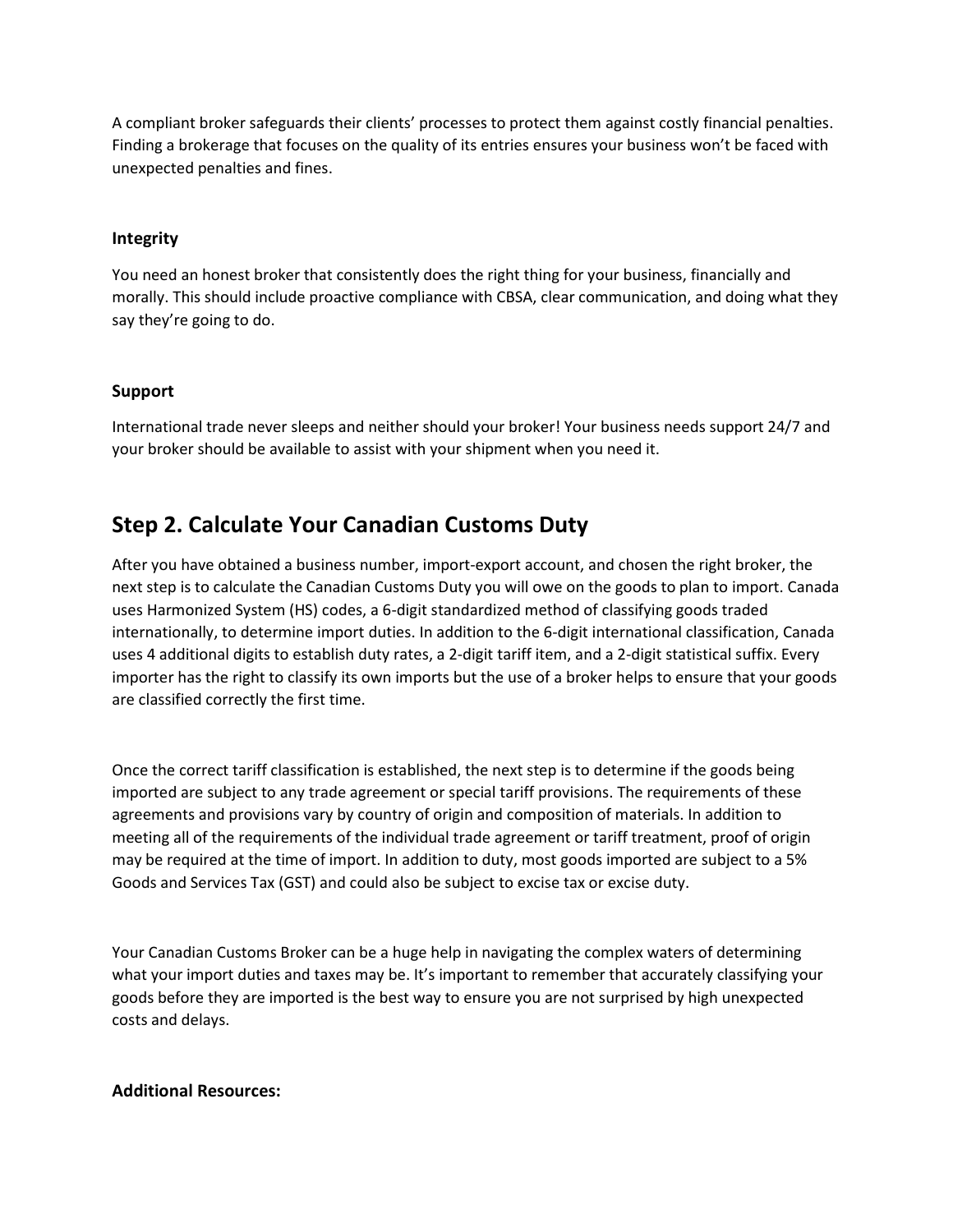A compliant broker safeguards their clients' processes to protect them against costly financial penalties. Finding a brokerage that focuses on the quality of its entries ensures your business won't be faced with unexpected penalties and fines.

### Integrity

You need an honest broker that consistently does the right thing for your business, financially and morally. This should include proactive compliance with CBSA, clear communication, and doing what they say they're going to do.

### Support

International trade never sleeps and neither should your broker! Your business needs support 24/7 and your broker should be available to assist with your shipment when you need it.

## Step 2. Calculate Your Canadian Customs Duty

After you have obtained a business number, import-export account, and chosen the right broker, the next step is to calculate the Canadian Customs Duty you will owe on the goods to plan to import. Canada uses Harmonized System (HS) codes, a 6-digit standardized method of classifying goods traded internationally, to determine import duties. In addition to the 6-digit international classification, Canada uses 4 additional digits to establish duty rates, a 2-digit tariff item, and a 2-digit statistical suffix. Every importer has the right to classify its own imports but the use of a broker helps to ensure that your goods are classified correctly the first time.

Once the correct tariff classification is established, the next step is to determine if the goods being imported are subject to any trade agreement or special tariff provisions. The requirements of these agreements and provisions vary by country of origin and composition of materials. In addition to meeting all of the requirements of the individual trade agreement or tariff treatment, proof of origin may be required at the time of import. In addition to duty, most goods imported are subject to a 5% Goods and Services Tax (GST) and could also be subject to excise tax or excise duty.

Your Canadian Customs Broker can be a huge help in navigating the complex waters of determining what your import duties and taxes may be. It's important to remember that accurately classifying your goods before they are imported is the best way to ensure you are not surprised by high unexpected costs and delays.

**Additional Resources:**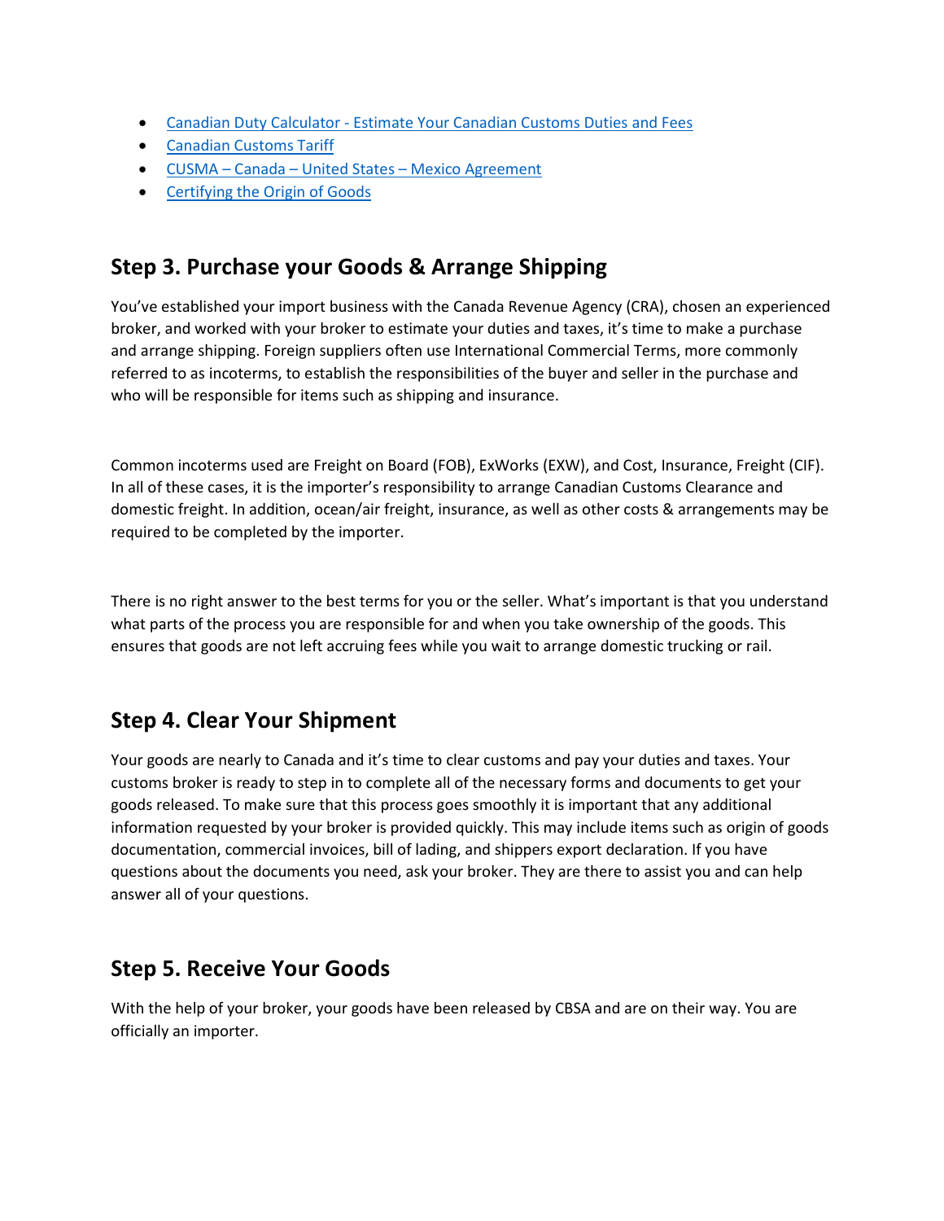- Canadian Duty Calculator - Estimate Your Canadian Customs Duties and Fees
- Canadian Customs Tariff
- CUSMA – Canada – United States – Mexico Agreement
- Certifying the Origin of Goods

## Step 3. Purchase your Goods & Arrange Shipping

You've established your import business with the Canada Revenue Agency (CRA), chosen an experienced broker, and worked with your broker to estimate your duties and taxes, it's time to make a purchase and arrange shipping. Foreign suppliers often use International Commercial Terms, more commonly referred to as incoterms, to establish the responsibilities of the buyer and seller in the purchase and who will be responsible for items such as shipping and insurance.

Common incoterms used are Freight on Board (FOB), ExWorks (EXW), and Cost, Insurance, Freight (CIF). In all of these cases, it is the importer's responsibility to arrange Canadian Customs Clearance and domestic freight. In addition, ocean/air freight, insurance, as well as other costs & arrangements may be required to be completed by the importer.

There is no right answer to the best terms for you or the seller. What's important is that you understand what parts of the process you are responsible for and when you take ownership of the goods. This ensures that goods are not left accruing fees while you wait to arrange domestic trucking or rail.

## Step 4. Clear Your Shipment

Your goods are nearly to Canada and it's time to clear customs and pay your duties and taxes. Your customs broker is ready to step in to complete all of the necessary forms and documents to get your goods released. To make sure that this process goes smoothly it is important that any additional information requested by your broker is provided quickly. This may include items such as origin of goods documentation, commercial invoices, bill of lading, and shippers export declaration. If you have questions about the documents you need, ask your broker. They are there to assist you and can help answer all of your questions.

## Step 5. Receive Your Goods

With the help of your broker, your goods have been released by CBSA and are on their way. You are officially an importer.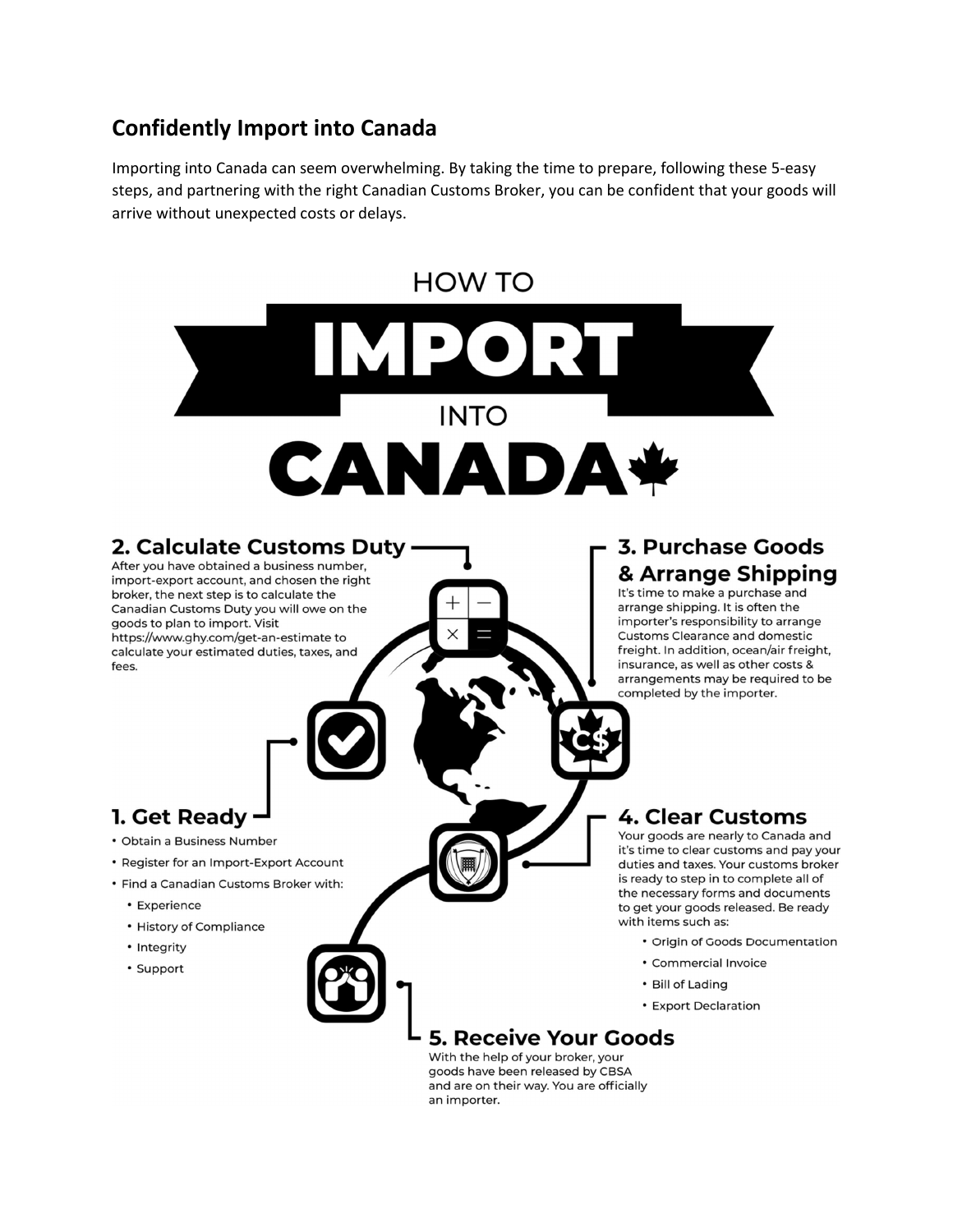## Confidently Import into Canada

Importing into Canada can seem overwhelming. By taking the time to prepare, following these 5-easy steps, and partnering with the right Canadian Customs Broker, you can be confident that your goods will arrive without unexpected costs or delays.

# HOW TO IMPORT INTO CANADA

### 1. Get Ready

- Obtain a Business Number
- Register for an Import-Export Account
- Find a Canadian Customs Broker with:
  - Experience
  - History of Compliance
  - Integrity
  - Support

### 2. Calculate Customs Duty

After you have obtained a business number, import-export account, and chosen the right broker, the next step is to calculate the Canadian Customs Duty you will owe on the goods to plan to import. Visit https://www.ghy.com/get-an-estimate to calculate your estimated duties, taxes, and fees.

### 3. Purchase Goods & Arrange Shipping

It's time to make a purchase and arrange shipping. It is often the importer's responsibility to arrange Customs Clearance and domestic freight. In addition, ocean/air freight, insurance, as well as other costs & arrangements may be required to be completed by the importer.

### 4. Clear Customs

Your goods are nearly to Canada and it's time to clear customs and pay your duties and taxes. Your customs broker is ready to step in to complete all of the necessary forms and documents to get your goods released. Be ready with items such as:

- Origin of Goods Documentation
- Commercial Invoice
- Bill of Lading
- Export Declaration

### 5. Receive Your Goods

With the help of your broker, your goods have been released by CBSA and are on their way. You are officially an importer.